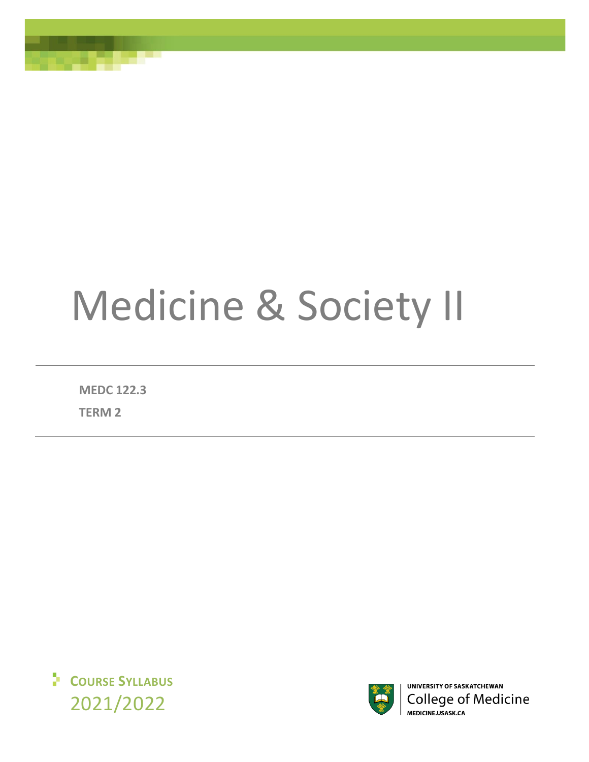# Medicine & Society II

**MEDC 122.3**

**TERM 2**

**COURSE SYLLABUS**

2021/2022

UNIVERSITY OF SASKATCHEWAN
College of Medicine
MEDICINE.USASK.CA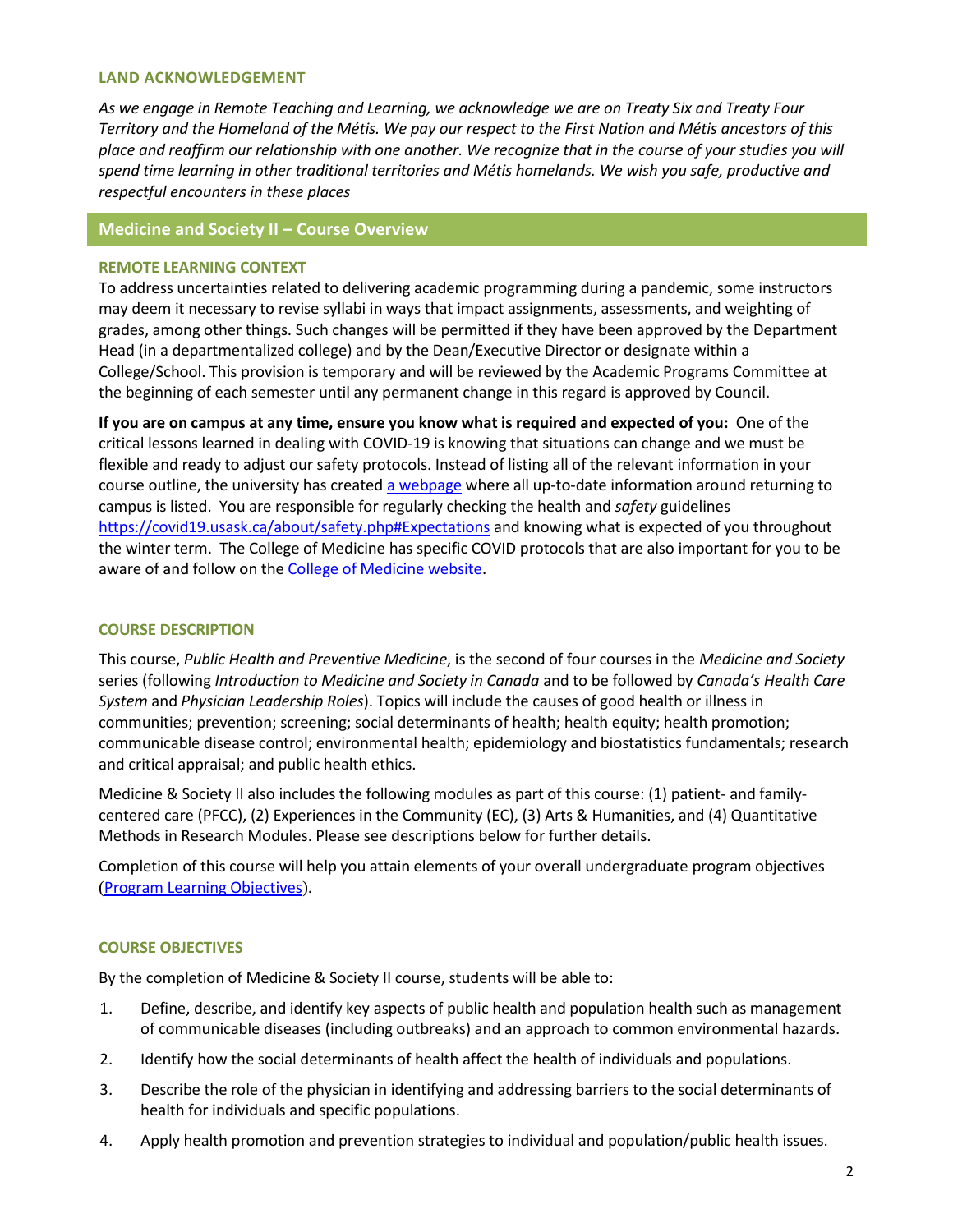### LAND ACKNOWLEDGEMENT

*As we engage in Remote Teaching and Learning, we acknowledge we are on Treaty Six and Treaty Four Territory and the Homeland of the Métis. We pay our respect to the First Nation and Métis ancestors of this place and reaffirm our relationship with one another. We recognize that in the course of your studies you will spend time learning in other traditional territories and Métis homelands. We wish you safe, productive and respectful encounters in these places*

## Medicine and Society II – Course Overview

### REMOTE LEARNING CONTEXT

To address uncertainties related to delivering academic programming during a pandemic, some instructors may deem it necessary to revise syllabi in ways that impact assignments, assessments, and weighting of grades, among other things. Such changes will be permitted if they have been approved by the Department Head (in a departmentalized college) and by the Dean/Executive Director or designate within a College/School. This provision is temporary and will be reviewed by the Academic Programs Committee at the beginning of each semester until any permanent change in this regard is approved by Council.

**If you are on campus at any time, ensure you know what is required and expected of you:** One of the critical lessons learned in dealing with COVID-19 is knowing that situations can change and we must be flexible and ready to adjust our safety protocols. Instead of listing all of the relevant information in your course outline, the university has created [a webpage]() where all up-to-date information around returning to campus is listed. You are responsible for regularly checking the health and *safety* guidelines https://covid19.usask.ca/about/safety.php#Expectations and knowing what is expected of you throughout the winter term. The College of Medicine has specific COVID protocols that are also important for you to be aware of and follow on the [College of Medicine website]().

### COURSE DESCRIPTION

This course, *Public Health and Preventive Medicine*, is the second of four courses in the *Medicine and Society* series (following *Introduction to Medicine and Society in Canada* and to be followed by *Canada's Health Care System* and *Physician Leadership Roles*). Topics will include the causes of good health or illness in communities; prevention; screening; social determinants of health; health equity; health promotion; communicable disease control; environmental health; epidemiology and biostatistics fundamentals; research and critical appraisal; and public health ethics.

Medicine & Society II also includes the following modules as part of this course: (1) patient- and family-centered care (PFCC), (2) Experiences in the Community (EC), (3) Arts & Humanities, and (4) Quantitative Methods in Research Modules. Please see descriptions below for further details.

Completion of this course will help you attain elements of your overall undergraduate program objectives ([Program Learning Objectives]()).

### COURSE OBJECTIVES

By the completion of Medicine & Society II course, students will be able to:

1. Define, describe, and identify key aspects of public health and population health such as management of communicable diseases (including outbreaks) and an approach to common environmental hazards.
2. Identify how the social determinants of health affect the health of individuals and populations.
3. Describe the role of the physician in identifying and addressing barriers to the social determinants of health for individuals and specific populations.
4. Apply health promotion and prevention strategies to individual and population/public health issues.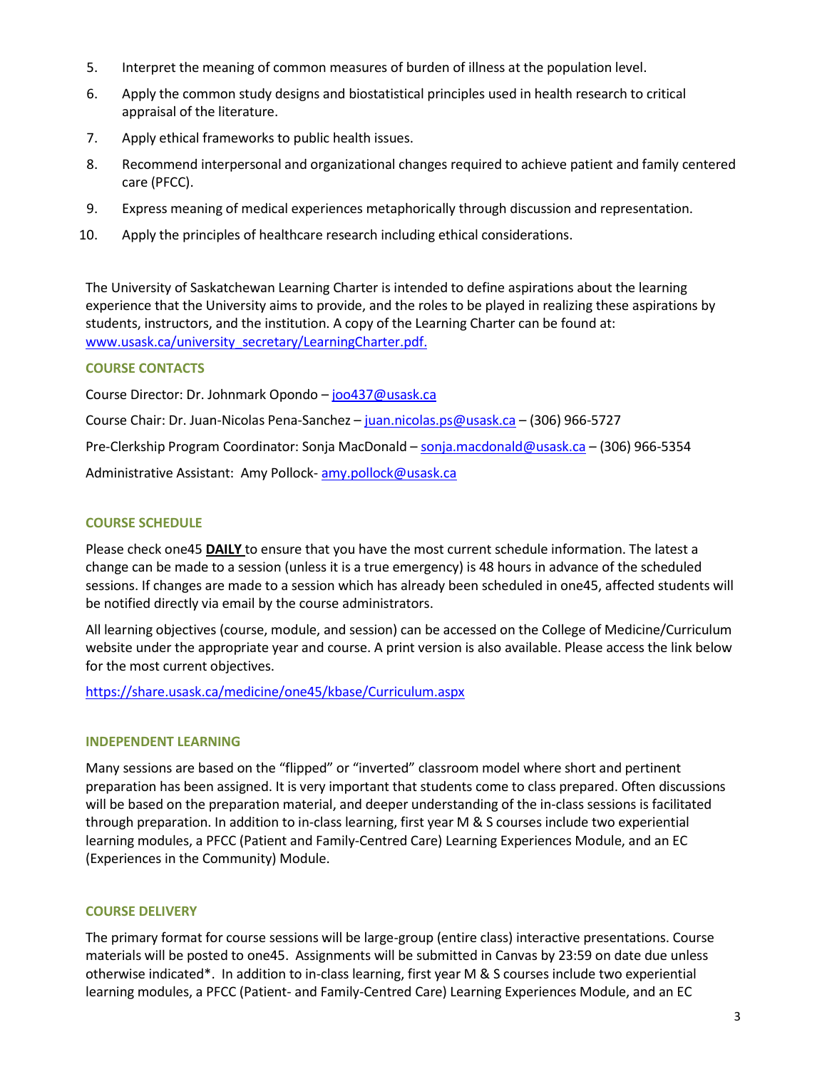5. Interpret the meaning of common measures of burden of illness at the population level.
6. Apply the common study designs and biostatistical principles used in health research to critical appraisal of the literature.
7. Apply ethical frameworks to public health issues.
8. Recommend interpersonal and organizational changes required to achieve patient and family centered care (PFCC).
9. Express meaning of medical experiences metaphorically through discussion and representation.
10. Apply the principles of healthcare research including ethical considerations.

The University of Saskatchewan Learning Charter is intended to define aspirations about the learning experience that the University aims to provide, and the roles to be played in realizing these aspirations by students, instructors, and the institution. A copy of the Learning Charter can be found at: [www.usask.ca/university_secretary/LearningCharter.pdf.](www.usask.ca/university_secretary/LearningCharter.pdf)

### COURSE CONTACTS

Course Director: Dr. Johnmark Opondo – joo437@usask.ca

Course Chair: Dr. Juan-Nicolas Pena-Sanchez – juan.nicolas.ps@usask.ca – (306) 966-5727

Pre-Clerkship Program Coordinator: Sonja MacDonald – sonja.macdonald@usask.ca – (306) 966-5354

Administrative Assistant: Amy Pollock- amy.pollock@usask.ca

### COURSE SCHEDULE

Please check one45 **DAILY** to ensure that you have the most current schedule information. The latest a change can be made to a session (unless it is a true emergency) is 48 hours in advance of the scheduled sessions. If changes are made to a session which has already been scheduled in one45, affected students will be notified directly via email by the course administrators.

All learning objectives (course, module, and session) can be accessed on the College of Medicine/Curriculum website under the appropriate year and course. A print version is also available. Please access the link below for the most current objectives.

https://share.usask.ca/medicine/one45/kbase/Curriculum.aspx

### INDEPENDENT LEARNING

Many sessions are based on the "flipped" or "inverted" classroom model where short and pertinent preparation has been assigned. It is very important that students come to class prepared. Often discussions will be based on the preparation material, and deeper understanding of the in-class sessions is facilitated through preparation. In addition to in-class learning, first year M & S courses include two experiential learning modules, a PFCC (Patient and Family-Centred Care) Learning Experiences Module, and an EC (Experiences in the Community) Module.

### COURSE DELIVERY

The primary format for course sessions will be large-group (entire class) interactive presentations. Course materials will be posted to one45. Assignments will be submitted in Canvas by 23:59 on date due unless otherwise indicated*. In addition to in-class learning, first year M & S courses include two experiential learning modules, a PFCC (Patient- and Family-Centred Care) Learning Experiences Module, and an EC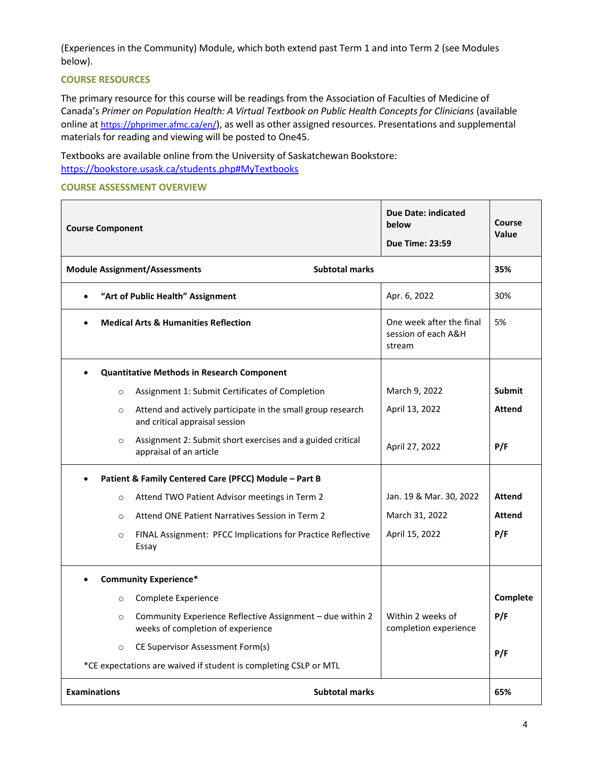(Experiences in the Community) Module, which both extend past Term 1 and into Term 2 (see Modules below).

### COURSE RESOURCES

The primary resource for this course will be readings from the Association of Faculties of Medicine of Canada's *Primer on Population Health: A Virtual Textbook on Public Health Concepts for Clinicians* (available online at https://phprimer.afmc.ca/en/), as well as other assigned resources. Presentations and supplemental materials for reading and viewing will be posted to One45.

Textbooks are available online from the University of Saskatchewan Bookstore: https://bookstore.usask.ca/students.php#MyTextbooks

### COURSE ASSESSMENT OVERVIEW

| Course Component | Due Date: indicated below<br><br>Due Time: 23:59 | Course Value |
|---|---|---|
| **Module Assignment/Assessments** **Subtotal marks** | | **35%** |
| • **"Art of Public Health" Assignment** | Apr. 6, 2022 | 30% |
| • **Medical Arts & Humanities Reflection** | One week after the final session of each A&H stream | 5% |
| • **Quantitative Methods in Research Component** | | |
| ○ Assignment 1: Submit Certificates of Completion | March 9, 2022 | **Submit** |
| ○ Attend and actively participate in the small group research and critical appraisal session | April 13, 2022 | **Attend** |
| ○ Assignment 2: Submit short exercises and a guided critical appraisal of an article | April 27, 2022 | **P/F** |
| • **Patient & Family Centered Care (PFCC) Module – Part B** | | |
| ○ Attend TWO Patient Advisor meetings in Term 2 | Jan. 19 & Mar. 30, 2022 | **Attend** |
| ○ Attend ONE Patient Narratives Session in Term 2 | March 31, 2022 | **Attend** |
| ○ FINAL Assignment: PFCC Implications for Practice Reflective Essay | April 15, 2022 | **P/F** |
| • **Community Experience*** | | |
| ○ Complete Experience | | **Complete** |
| ○ Community Experience Reflective Assignment – due within 2 weeks of completion of experience | Within 2 weeks of completion experience | **P/F** |
| ○ CE Supervisor Assessment Form(s) | | **P/F** |
| *CE expectations are waived if student is completing CSLP or MTL | | |
| **Examinations** **Subtotal marks** | | **65%** |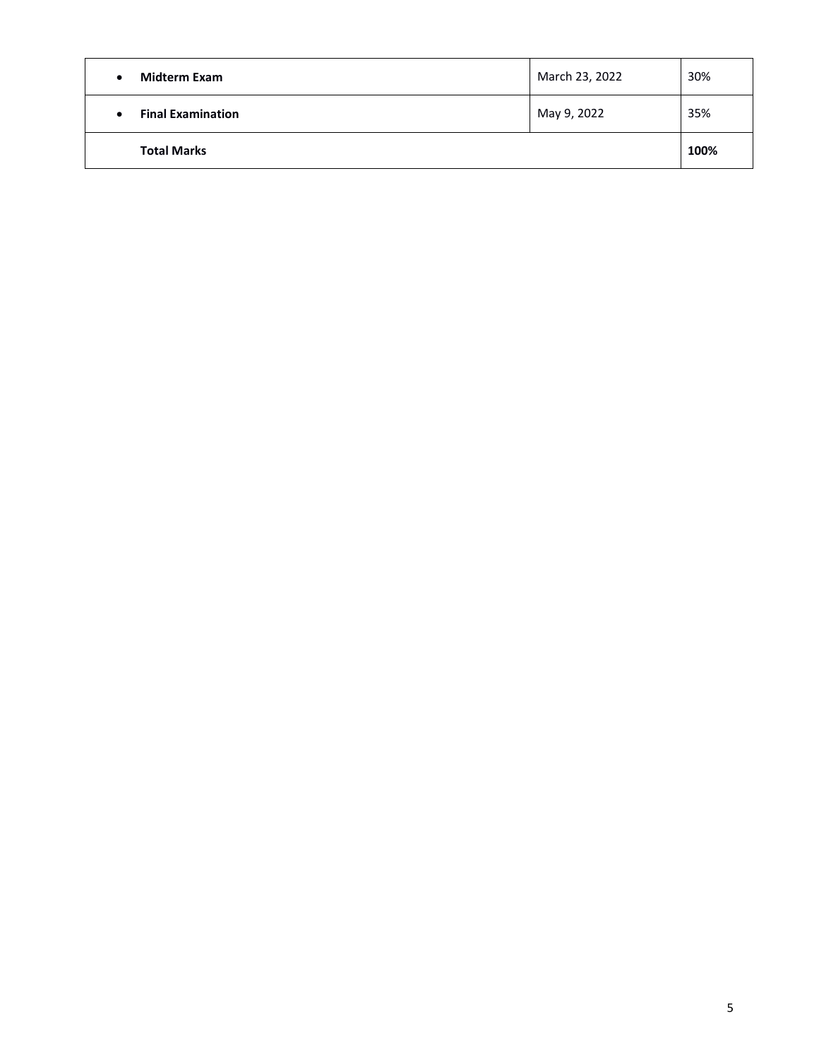| | | |
|---|---|---|
| • **Midterm Exam** | March 23, 2022 | 30% |
| • **Final Examination** | May 9, 2022 | 35% |
| **Total Marks** | | **100%** |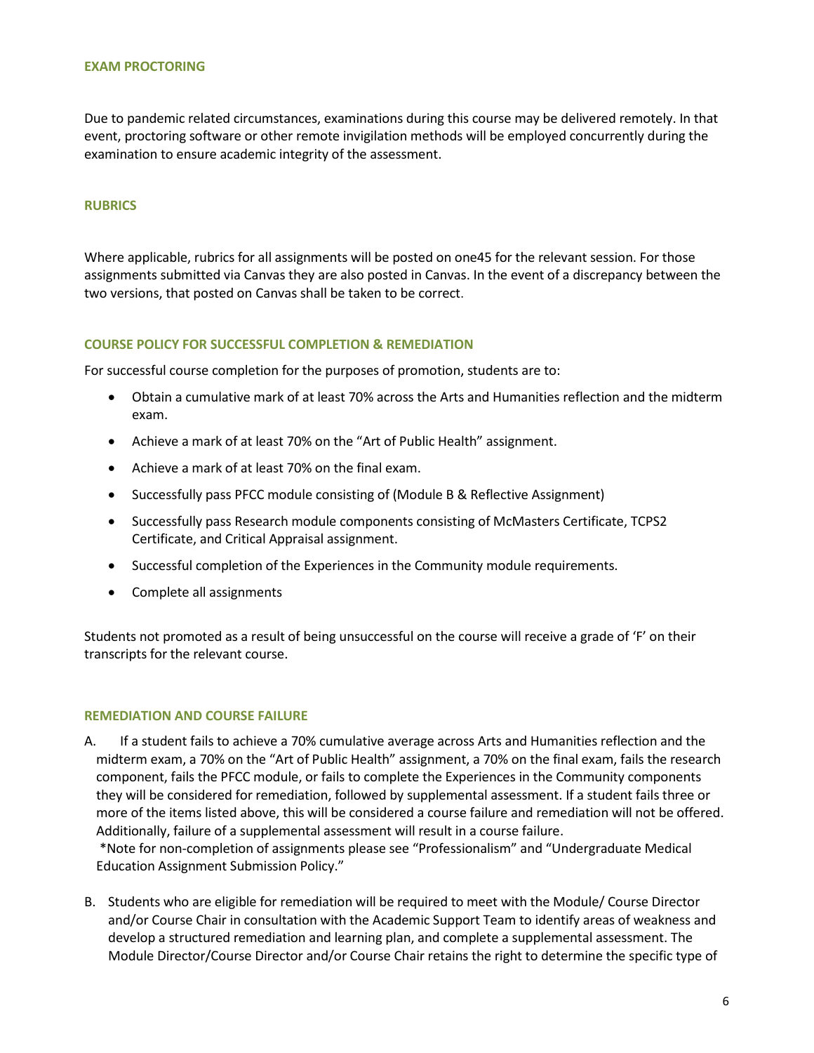## EXAM PROCTORING

Due to pandemic related circumstances, examinations during this course may be delivered remotely. In that event, proctoring software or other remote invigilation methods will be employed concurrently during the examination to ensure academic integrity of the assessment.

## RUBRICS

Where applicable, rubrics for all assignments will be posted on one45 for the relevant session. For those assignments submitted via Canvas they are also posted in Canvas. In the event of a discrepancy between the two versions, that posted on Canvas shall be taken to be correct.

## COURSE POLICY FOR SUCCESSFUL COMPLETION & REMEDIATION

For successful course completion for the purposes of promotion, students are to:

- Obtain a cumulative mark of at least 70% across the Arts and Humanities reflection and the midterm exam.
- Achieve a mark of at least 70% on the "Art of Public Health" assignment.
- Achieve a mark of at least 70% on the final exam.
- Successfully pass PFCC module consisting of (Module B & Reflective Assignment)
- Successfully pass Research module components consisting of McMasters Certificate, TCPS2 Certificate, and Critical Appraisal assignment.
- Successful completion of the Experiences in the Community module requirements.
- Complete all assignments

Students not promoted as a result of being unsuccessful on the course will receive a grade of 'F' on their transcripts for the relevant course.

## REMEDIATION AND COURSE FAILURE

A. If a student fails to achieve a 70% cumulative average across Arts and Humanities reflection and the midterm exam, a 70% on the "Art of Public Health" assignment, a 70% on the final exam, fails the research component, fails the PFCC module, or fails to complete the Experiences in the Community components they will be considered for remediation, followed by supplemental assessment. If a student fails three or more of the items listed above, this will be considered a course failure and remediation will not be offered. Additionally, failure of a supplemental assessment will result in a course failure.
*Note for non-completion of assignments please see "Professionalism" and "Undergraduate Medical Education Assignment Submission Policy."

B. Students who are eligible for remediation will be required to meet with the Module/ Course Director and/or Course Chair in consultation with the Academic Support Team to identify areas of weakness and develop a structured remediation and learning plan, and complete a supplemental assessment. The Module Director/Course Director and/or Course Chair retains the right to determine the specific type of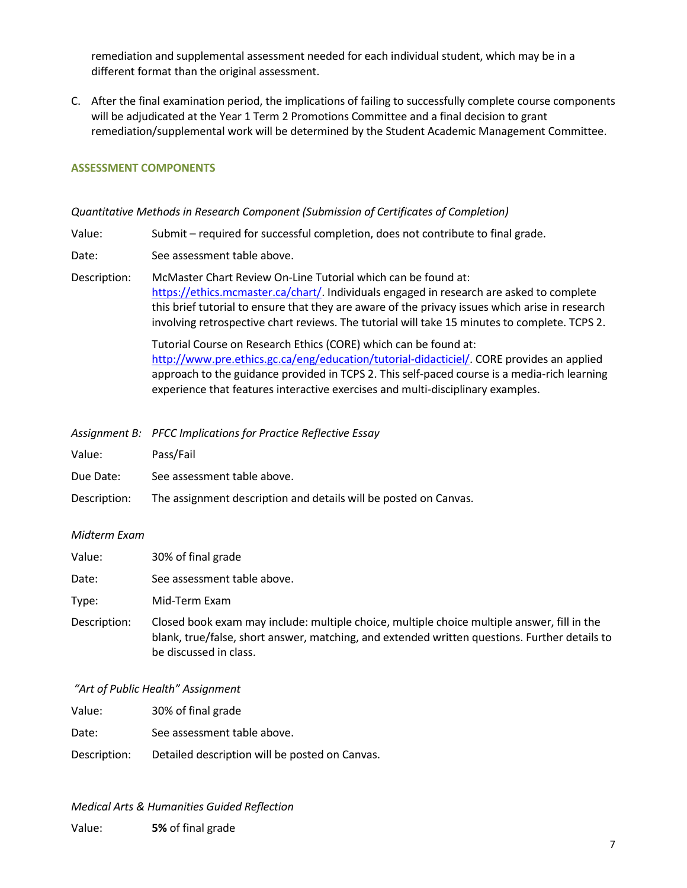remediation and supplemental assessment needed for each individual student, which may be in a different format than the original assessment.

C. After the final examination period, the implications of failing to successfully complete course components will be adjudicated at the Year 1 Term 2 Promotions Committee and a final decision to grant remediation/supplemental work will be determined by the Student Academic Management Committee.

## ASSESSMENT COMPONENTS

*Quantitative Methods in Research Component (Submission of Certificates of Completion)*

Value: Submit – required for successful completion, does not contribute to final grade.

Date: See assessment table above.

Description: McMaster Chart Review On-Line Tutorial which can be found at: https://ethics.mcmaster.ca/chart/. Individuals engaged in research are asked to complete this brief tutorial to ensure that they are aware of the privacy issues which arise in research involving retrospective chart reviews. The tutorial will take 15 minutes to complete. TCPS 2.

Tutorial Course on Research Ethics (CORE) which can be found at: http://www.pre.ethics.gc.ca/eng/education/tutorial-didacticiel/. CORE provides an applied approach to the guidance provided in TCPS 2. This self-paced course is a media-rich learning experience that features interactive exercises and multi-disciplinary examples.

*Assignment B: PFCC Implications for Practice Reflective Essay*

Value: Pass/Fail

Due Date: See assessment table above.

Description: The assignment description and details will be posted on Canvas.

*Midterm Exam*

Value: 30% of final grade

Date: See assessment table above.

Type: Mid-Term Exam

Description: Closed book exam may include: multiple choice, multiple choice multiple answer, fill in the blank, true/false, short answer, matching, and extended written questions. Further details to be discussed in class.

*"Art of Public Health" Assignment*

Value: 30% of final grade

Date: See assessment table above.

Description: Detailed description will be posted on Canvas.

*Medical Arts & Humanities Guided Reflection*

Value: **5%** of final grade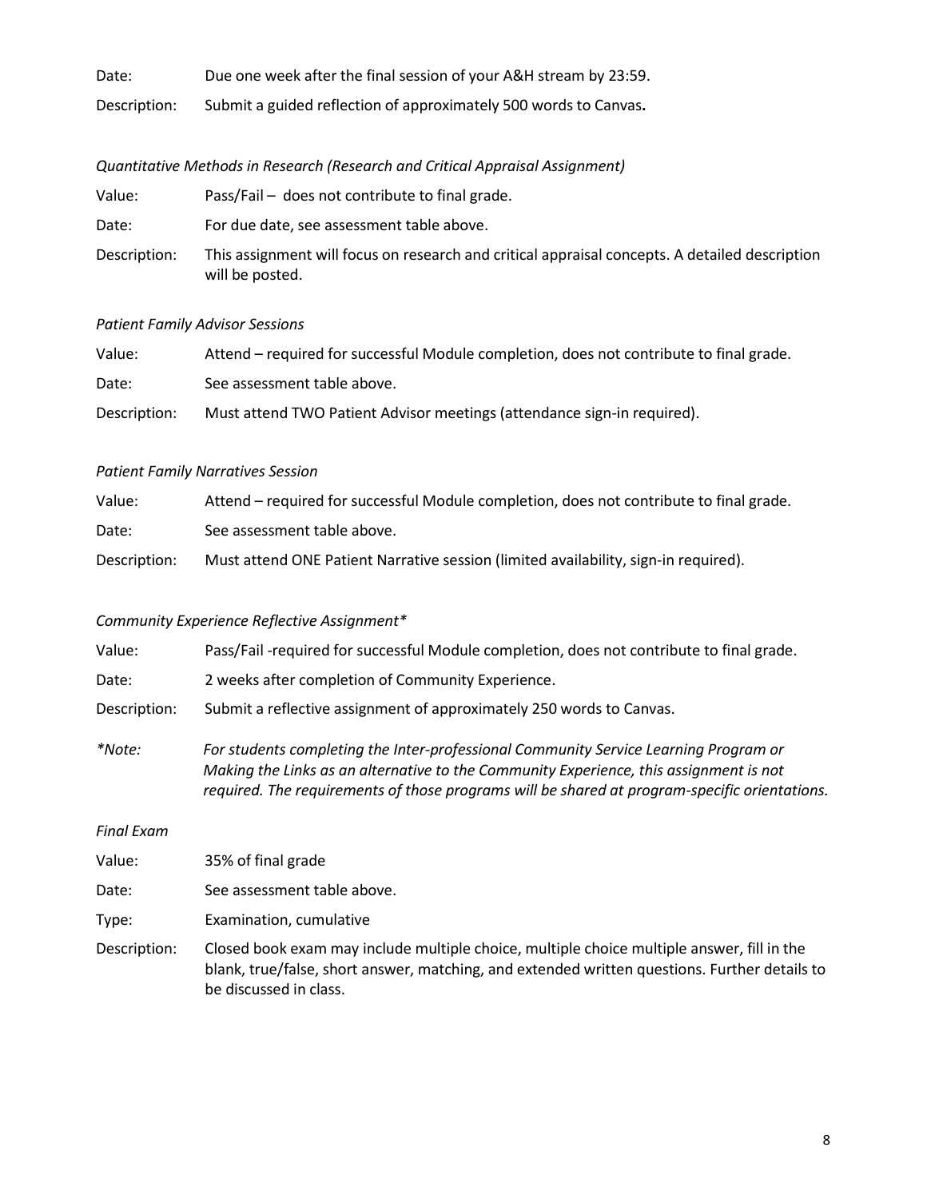Date: Due one week after the final session of your A&H stream by 23:59.

Description: Submit a guided reflection of approximately 500 words to Canvas**.**

*Quantitative Methods in Research (Research and Critical Appraisal Assignment)*

Value: Pass/Fail – does not contribute to final grade.

Date: For due date, see assessment table above.

Description: This assignment will focus on research and critical appraisal concepts. A detailed description will be posted.

*Patient Family Advisor Sessions*

Value: Attend – required for successful Module completion, does not contribute to final grade.

Date: See assessment table above.

Description: Must attend TWO Patient Advisor meetings (attendance sign-in required).

*Patient Family Narratives Session*

Value: Attend – required for successful Module completion, does not contribute to final grade.

Date: See assessment table above.

Description: Must attend ONE Patient Narrative session (limited availability, sign-in required).

*Community Experience Reflective Assignment**

Value: Pass/Fail -required for successful Module completion, does not contribute to final grade.

Date: 2 weeks after completion of Community Experience.

Description: Submit a reflective assignment of approximately 250 words to Canvas.

**Note:* *For students completing the Inter-professional Community Service Learning Program or Making the Links as an alternative to the Community Experience, this assignment is not required. The requirements of those programs will be shared at program-specific orientations.*

*Final Exam*

Value: 35% of final grade

Date: See assessment table above.

Type: Examination, cumulative

Description: Closed book exam may include multiple choice, multiple choice multiple answer, fill in the blank, true/false, short answer, matching, and extended written questions. Further details to be discussed in class.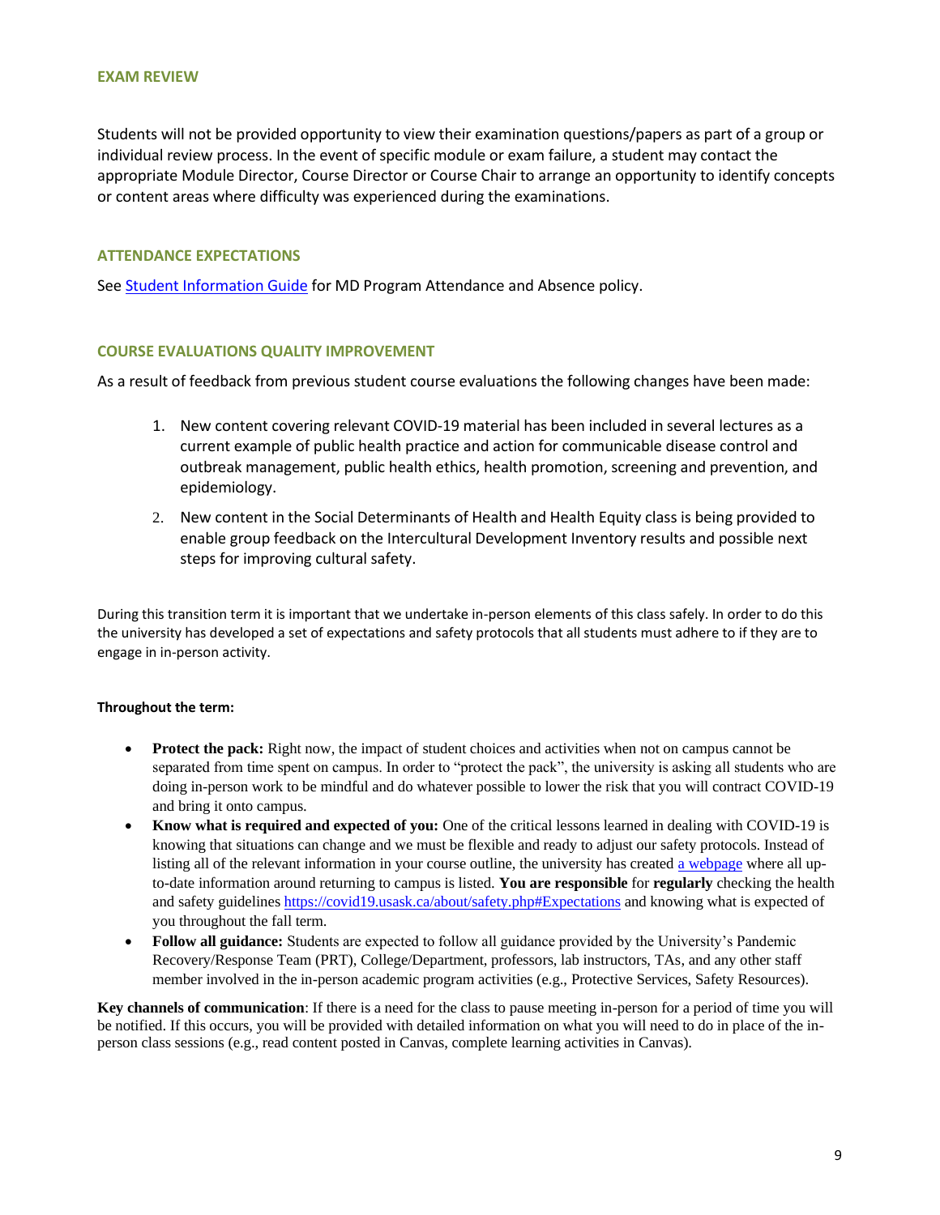### EXAM REVIEW

Students will not be provided opportunity to view their examination questions/papers as part of a group or individual review process. In the event of specific module or exam failure, a student may contact the appropriate Module Director, Course Director or Course Chair to arrange an opportunity to identify concepts or content areas where difficulty was experienced during the examinations.

### ATTENDANCE EXPECTATIONS

See [Student Information Guide] for MD Program Attendance and Absence policy.

### COURSE EVALUATIONS QUALITY IMPROVEMENT

As a result of feedback from previous student course evaluations the following changes have been made:

1. New content covering relevant COVID-19 material has been included in several lectures as a current example of public health practice and action for communicable disease control and outbreak management, public health ethics, health promotion, screening and prevention, and epidemiology.
2. New content in the Social Determinants of Health and Health Equity class is being provided to enable group feedback on the Intercultural Development Inventory results and possible next steps for improving cultural safety.

During this transition term it is important that we undertake in-person elements of this class safely. In order to do this the university has developed a set of expectations and safety protocols that all students must adhere to if they are to engage in in-person activity.

**Throughout the term:**

- **Protect the pack:** Right now, the impact of student choices and activities when not on campus cannot be separated from time spent on campus. In order to "protect the pack", the university is asking all students who are doing in-person work to be mindful and do whatever possible to lower the risk that you will contract COVID-19 and bring it onto campus.
- **Know what is required and expected of you:** One of the critical lessons learned in dealing with COVID-19 is knowing that situations can change and we must be flexible and ready to adjust our safety protocols. Instead of listing all of the relevant information in your course outline, the university has created a webpage where all up-to-date information around returning to campus is listed. **You are responsible** for **regularly** checking the health and safety guidelines https://covid19.usask.ca/about/safety.php#Expectations and knowing what is expected of you throughout the fall term.
- **Follow all guidance:** Students are expected to follow all guidance provided by the University's Pandemic Recovery/Response Team (PRT), College/Department, professors, lab instructors, TAs, and any other staff member involved in the in-person academic program activities (e.g., Protective Services, Safety Resources).

**Key channels of communication**: If there is a need for the class to pause meeting in-person for a period of time you will be notified. If this occurs, you will be provided with detailed information on what you will need to do in place of the in-person class sessions (e.g., read content posted in Canvas, complete learning activities in Canvas).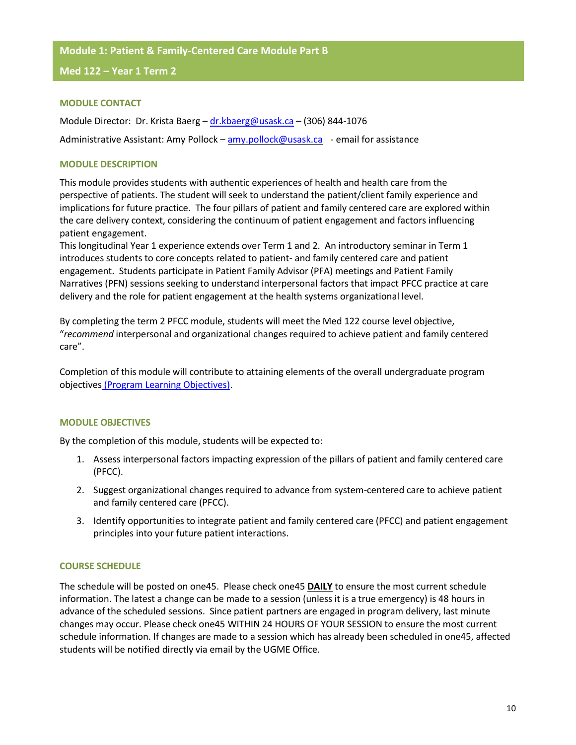## Module 1: Patient & Family-Centered Care Module Part B

## Med 122 – Year 1 Term 2

### MODULE CONTACT

Module Director: Dr. Krista Baerg – [dr.kbaerg@usask.ca](mailto:dr.kbaerg@usask.ca) – (306) 844-1076

Administrative Assistant: Amy Pollock – [amy.pollock@usask.ca](mailto:amy.pollock@usask.ca) - email for assistance

### MODULE DESCRIPTION

This module provides students with authentic experiences of health and health care from the perspective of patients. The student will seek to understand the patient/client family experience and implications for future practice. The four pillars of patient and family centered care are explored within the care delivery context, considering the continuum of patient engagement and factors influencing patient engagement.
This longitudinal Year 1 experience extends over Term 1 and 2. An introductory seminar in Term 1 introduces students to core concepts related to patient- and family centered care and patient engagement. Students participate in Patient Family Advisor (PFA) meetings and Patient Family Narratives (PFN) sessions seeking to understand interpersonal factors that impact PFCC practice at care delivery and the role for patient engagement at the health systems organizational level.

By completing the term 2 PFCC module, students will meet the Med 122 course level objective, "*recommend* interpersonal and organizational changes required to achieve patient and family centered care".

Completion of this module will contribute to attaining elements of the overall undergraduate program objectives (Program Learning Objectives).

### MODULE OBJECTIVES

By the completion of this module, students will be expected to:

1. Assess interpersonal factors impacting expression of the pillars of patient and family centered care (PFCC).
2. Suggest organizational changes required to advance from system-centered care to achieve patient and family centered care (PFCC).
3. Identify opportunities to integrate patient and family centered care (PFCC) and patient engagement principles into your future patient interactions.

### COURSE SCHEDULE

The schedule will be posted on one45. Please check one45 **DAILY** to ensure the most current schedule information. The latest a change can be made to a session (unless it is a true emergency) is 48 hours in advance of the scheduled sessions. Since patient partners are engaged in program delivery, last minute changes may occur. Please check one45 WITHIN 24 HOURS OF YOUR SESSION to ensure the most current schedule information. If changes are made to a session which has already been scheduled in one45, affected students will be notified directly via email by the UGME Office.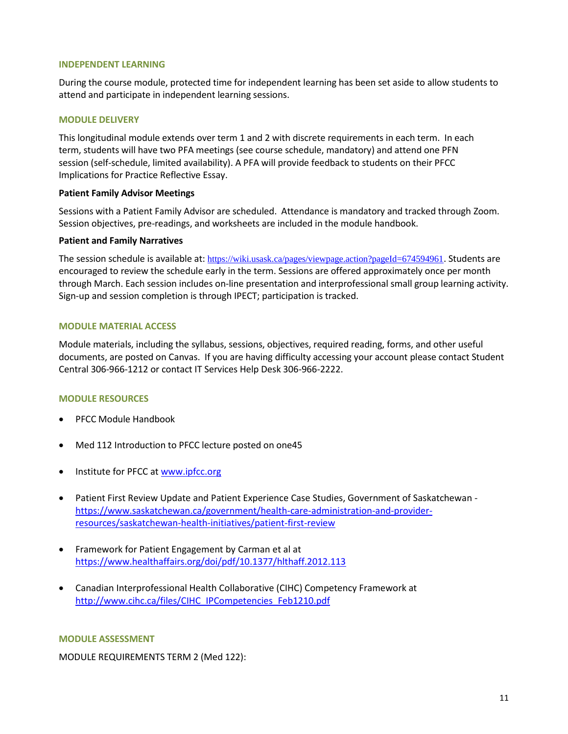## INDEPENDENT LEARNING

During the course module, protected time for independent learning has been set aside to allow students to attend and participate in independent learning sessions.

## MODULE DELIVERY

This longitudinal module extends over term 1 and 2 with discrete requirements in each term. In each term, students will have two PFA meetings (see course schedule, mandatory) and attend one PFN session (self-schedule, limited availability). A PFA will provide feedback to students on their PFCC Implications for Practice Reflective Essay.

**Patient Family Advisor Meetings**

Sessions with a Patient Family Advisor are scheduled. Attendance is mandatory and tracked through Zoom. Session objectives, pre-readings, and worksheets are included in the module handbook.

**Patient and Family Narratives**

The session schedule is available at: https://wiki.usask.ca/pages/viewpage.action?pageId=674594961. Students are encouraged to review the schedule early in the term. Sessions are offered approximately once per month through March. Each session includes on-line presentation and interprofessional small group learning activity. Sign-up and session completion is through IPECT; participation is tracked.

## MODULE MATERIAL ACCESS

Module materials, including the syllabus, sessions, objectives, required reading, forms, and other useful documents, are posted on Canvas. If you are having difficulty accessing your account please contact Student Central 306-966-1212 or contact IT Services Help Desk 306-966-2222.

## MODULE RESOURCES

- PFCC Module Handbook
- Med 112 Introduction to PFCC lecture posted on one45
- Institute for PFCC at www.ipfcc.org
- Patient First Review Update and Patient Experience Case Studies, Government of Saskatchewan - https://www.saskatchewan.ca/government/health-care-administration-and-provider-resources/saskatchewan-health-initiatives/patient-first-review
- Framework for Patient Engagement by Carman et al at https://www.healthaffairs.org/doi/pdf/10.1377/hlthaff.2012.113
- Canadian Interprofessional Health Collaborative (CIHC) Competency Framework at http://www.cihc.ca/files/CIHC_IPCompetencies_Feb1210.pdf

## MODULE ASSESSMENT

MODULE REQUIREMENTS TERM 2 (Med 122):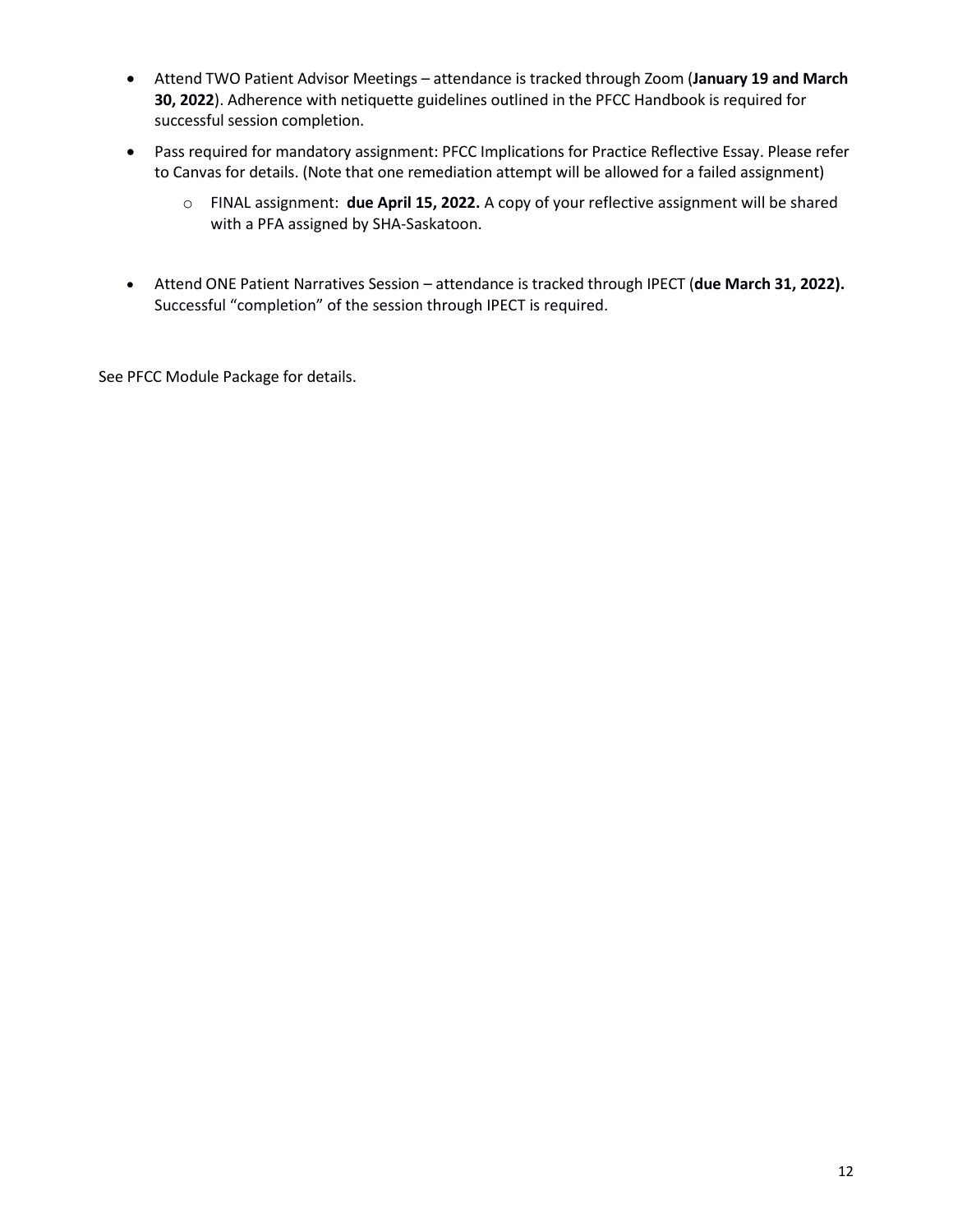- Attend TWO Patient Advisor Meetings – attendance is tracked through Zoom (**January 19 and March 30, 2022**). Adherence with netiquette guidelines outlined in the PFCC Handbook is required for successful session completion.
- Pass required for mandatory assignment: PFCC Implications for Practice Reflective Essay. Please refer to Canvas for details. (Note that one remediation attempt will be allowed for a failed assignment)
  - FINAL assignment: **due April 15, 2022.** A copy of your reflective assignment will be shared with a PFA assigned by SHA-Saskatoon.
- Attend ONE Patient Narratives Session – attendance is tracked through IPECT (**due March 31, 2022).** Successful "completion" of the session through IPECT is required.

See PFCC Module Package for details.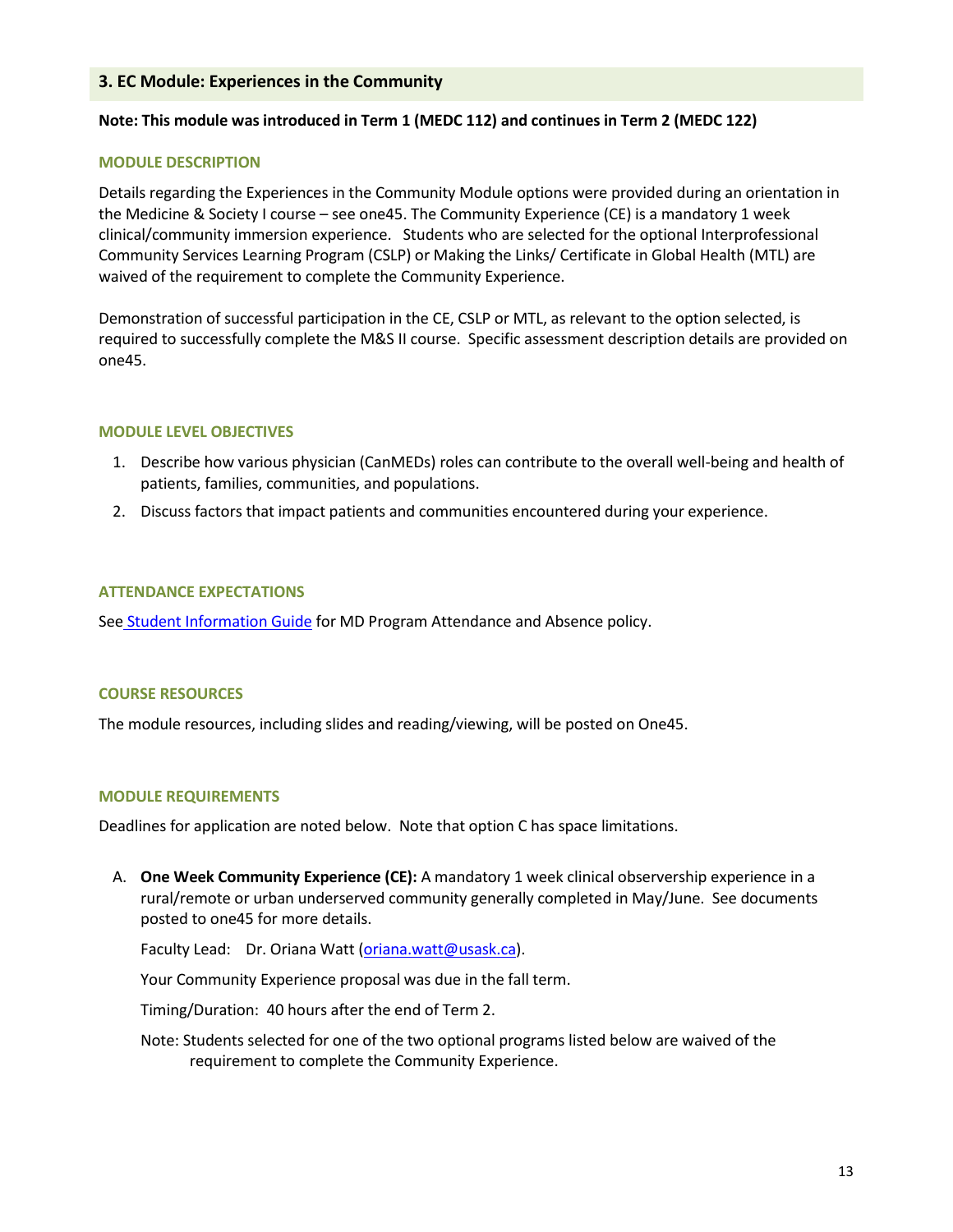## 3. EC Module: Experiences in the Community

**Note: This module was introduced in Term 1 (MEDC 112) and continues in Term 2 (MEDC 122)**

### MODULE DESCRIPTION

Details regarding the Experiences in the Community Module options were provided during an orientation in the Medicine & Society I course – see one45. The Community Experience (CE) is a mandatory 1 week clinical/community immersion experience. Students who are selected for the optional Interprofessional Community Services Learning Program (CSLP) or Making the Links/ Certificate in Global Health (MTL) are waived of the requirement to complete the Community Experience.

Demonstration of successful participation in the CE, CSLP or MTL, as relevant to the option selected, is required to successfully complete the M&S II course. Specific assessment description details are provided on one45.

### MODULE LEVEL OBJECTIVES

1. Describe how various physician (CanMEDs) roles can contribute to the overall well-being and health of patients, families, communities, and populations.
2. Discuss factors that impact patients and communities encountered during your experience.

### ATTENDANCE EXPECTATIONS

See [Student Information Guide] for MD Program Attendance and Absence policy.

### COURSE RESOURCES

The module resources, including slides and reading/viewing, will be posted on One45.

### MODULE REQUIREMENTS

Deadlines for application are noted below. Note that option C has space limitations.

A. **One Week Community Experience (CE):** A mandatory 1 week clinical observership experience in a rural/remote or urban underserved community generally completed in May/June. See documents posted to one45 for more details.

   Faculty Lead: Dr. Oriana Watt (oriana.watt@usask.ca).

   Your Community Experience proposal was due in the fall term.

   Timing/Duration: 40 hours after the end of Term 2.

   Note: Students selected for one of the two optional programs listed below are waived of the requirement to complete the Community Experience.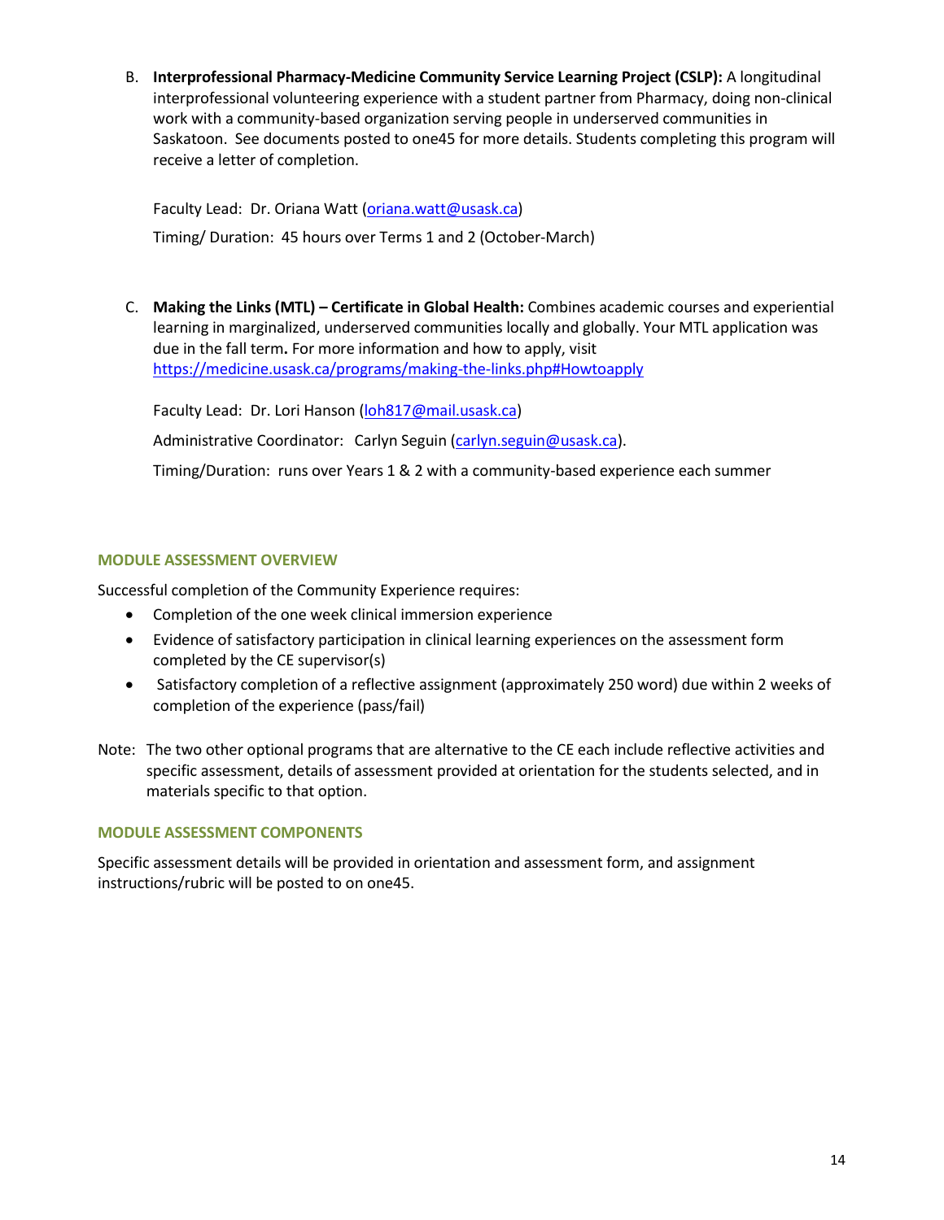B. **Interprofessional Pharmacy-Medicine Community Service Learning Project (CSLP):** A longitudinal interprofessional volunteering experience with a student partner from Pharmacy, doing non-clinical work with a community-based organization serving people in underserved communities in Saskatoon. See documents posted to one45 for more details. Students completing this program will receive a letter of completion.

   Faculty Lead: Dr. Oriana Watt (oriana.watt@usask.ca)

   Timing/ Duration: 45 hours over Terms 1 and 2 (October-March)

C. **Making the Links (MTL) – Certificate in Global Health:** Combines academic courses and experiential learning in marginalized, underserved communities locally and globally. Your MTL application was due in the fall term**.** For more information and how to apply, visit https://medicine.usask.ca/programs/making-the-links.php#Howtoapply

   Faculty Lead: Dr. Lori Hanson (loh817@mail.usask.ca)

   Administrative Coordinator: Carlyn Seguin (carlyn.seguin@usask.ca).

   Timing/Duration: runs over Years 1 & 2 with a community-based experience each summer

### MODULE ASSESSMENT OVERVIEW

Successful completion of the Community Experience requires:

- Completion of the one week clinical immersion experience
- Evidence of satisfactory participation in clinical learning experiences on the assessment form completed by the CE supervisor(s)
- Satisfactory completion of a reflective assignment (approximately 250 word) due within 2 weeks of completion of the experience (pass/fail)

Note: The two other optional programs that are alternative to the CE each include reflective activities and specific assessment, details of assessment provided at orientation for the students selected, and in materials specific to that option.

### MODULE ASSESSMENT COMPONENTS

Specific assessment details will be provided in orientation and assessment form, and assignment instructions/rubric will be posted to on one45.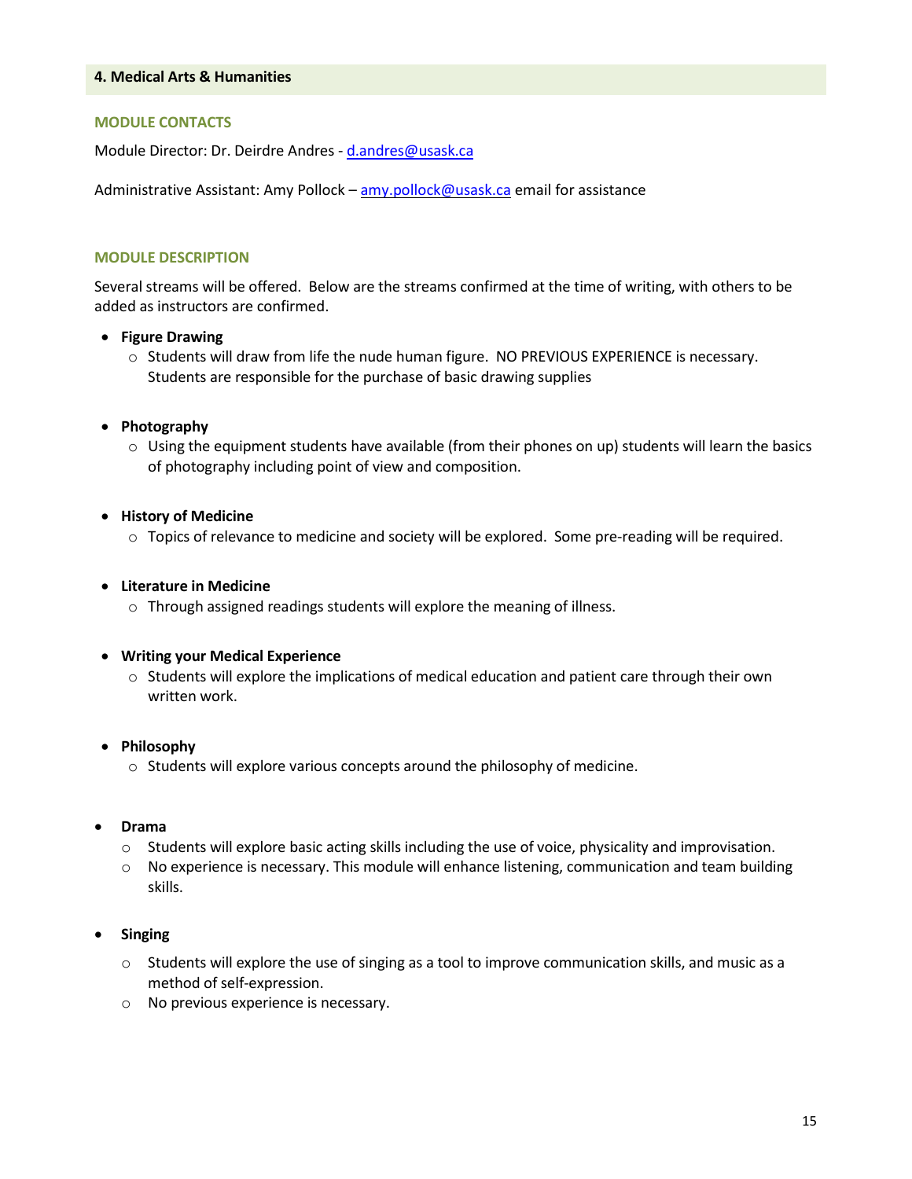## 4. Medical Arts & Humanities

### MODULE CONTACTS

Module Director: Dr. Deirdre Andres - d.andres@usask.ca

Administrative Assistant: Amy Pollock – amy.pollock@usask.ca email for assistance

### MODULE DESCRIPTION

Several streams will be offered. Below are the streams confirmed at the time of writing, with others to be added as instructors are confirmed.

- **Figure Drawing**
  - Students will draw from life the nude human figure. NO PREVIOUS EXPERIENCE is necessary. Students are responsible for the purchase of basic drawing supplies

- **Photography**
  - Using the equipment students have available (from their phones on up) students will learn the basics of photography including point of view and composition.

- **History of Medicine**
  - Topics of relevance to medicine and society will be explored. Some pre-reading will be required.

- **Literature in Medicine**
  - Through assigned readings students will explore the meaning of illness.

- **Writing your Medical Experience**
  - Students will explore the implications of medical education and patient care through their own written work.

- **Philosophy**
  - Students will explore various concepts around the philosophy of medicine.

- **Drama**
  - Students will explore basic acting skills including the use of voice, physicality and improvisation.
  - No experience is necessary. This module will enhance listening, communication and team building skills.

- **Singing**
  - Students will explore the use of singing as a tool to improve communication skills, and music as a method of self-expression.
  - No previous experience is necessary.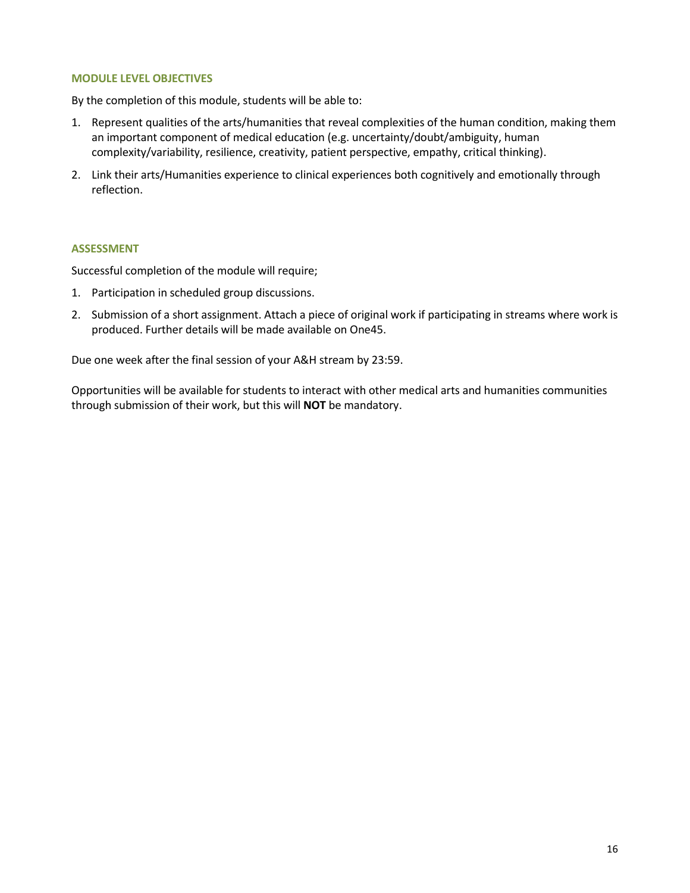### MODULE LEVEL OBJECTIVES

By the completion of this module, students will be able to:

1. Represent qualities of the arts/humanities that reveal complexities of the human condition, making them an important component of medical education (e.g. uncertainty/doubt/ambiguity, human complexity/variability, resilience, creativity, patient perspective, empathy, critical thinking).
2. Link their arts/Humanities experience to clinical experiences both cognitively and emotionally through reflection.

### ASSESSMENT

Successful completion of the module will require;

1. Participation in scheduled group discussions.
2. Submission of a short assignment. Attach a piece of original work if participating in streams where work is produced. Further details will be made available on One45.

Due one week after the final session of your A&H stream by 23:59.

Opportunities will be available for students to interact with other medical arts and humanities communities through submission of their work, but this will **NOT** be mandatory.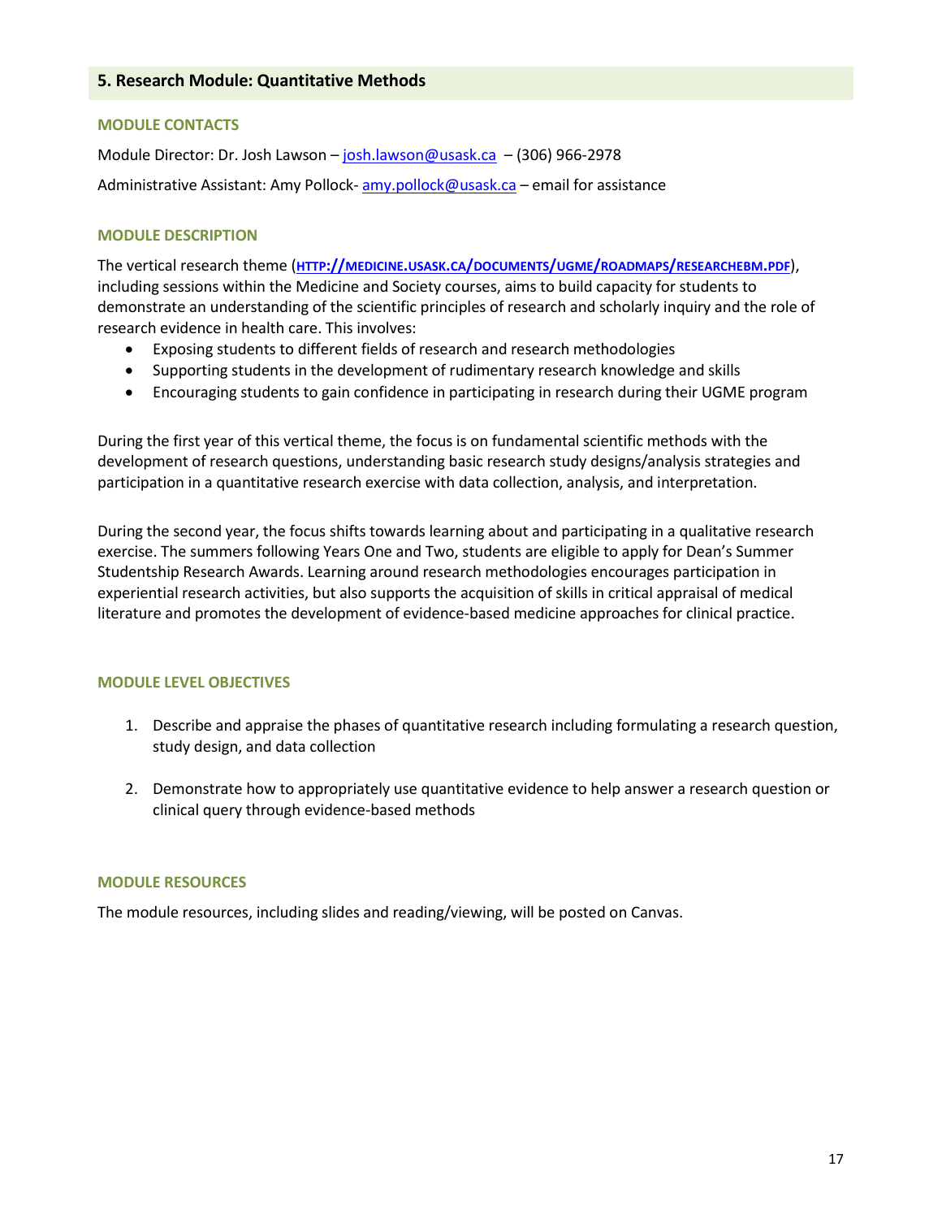## 5. Research Module: Quantitative Methods

### MODULE CONTACTS

Module Director: Dr. Josh Lawson – josh.lawson@usask.ca – (306) 966-2978

Administrative Assistant: Amy Pollock- amy.pollock@usask.ca – email for assistance

### MODULE DESCRIPTION

The vertical research theme (HTTP://MEDICINE.USASK.CA/DOCUMENTS/UGME/ROADMAPS/RESEARCHEBM.PDF), including sessions within the Medicine and Society courses, aims to build capacity for students to demonstrate an understanding of the scientific principles of research and scholarly inquiry and the role of research evidence in health care. This involves:

- Exposing students to different fields of research and research methodologies
- Supporting students in the development of rudimentary research knowledge and skills
- Encouraging students to gain confidence in participating in research during their UGME program

During the first year of this vertical theme, the focus is on fundamental scientific methods with the development of research questions, understanding basic research study designs/analysis strategies and participation in a quantitative research exercise with data collection, analysis, and interpretation.

During the second year, the focus shifts towards learning about and participating in a qualitative research exercise. The summers following Years One and Two, students are eligible to apply for Dean's Summer Studentship Research Awards. Learning around research methodologies encourages participation in experiential research activities, but also supports the acquisition of skills in critical appraisal of medical literature and promotes the development of evidence-based medicine approaches for clinical practice.

### MODULE LEVEL OBJECTIVES

1. Describe and appraise the phases of quantitative research including formulating a research question, study design, and data collection

2. Demonstrate how to appropriately use quantitative evidence to help answer a research question or clinical query through evidence-based methods

### MODULE RESOURCES

The module resources, including slides and reading/viewing, will be posted on Canvas.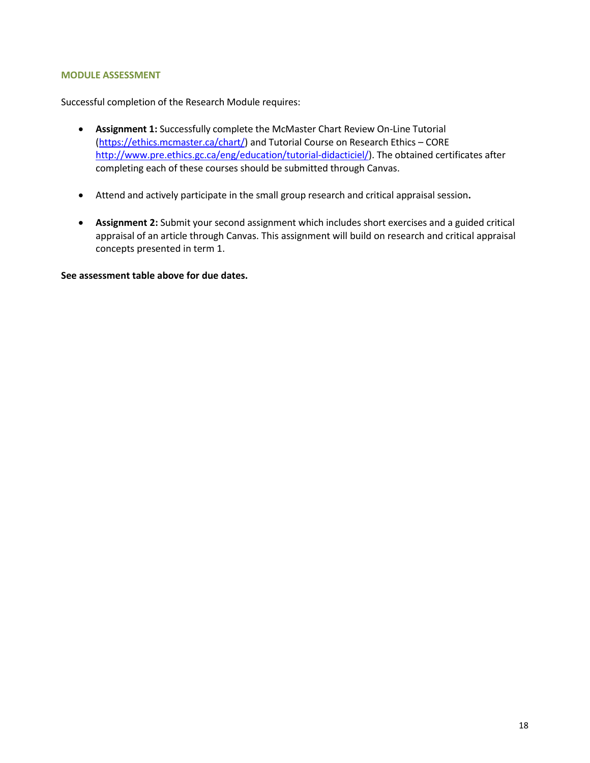### MODULE ASSESSMENT

Successful completion of the Research Module requires:

- **Assignment 1:** Successfully complete the McMaster Chart Review On-Line Tutorial (https://ethics.mcmaster.ca/chart/) and Tutorial Course on Research Ethics – CORE http://www.pre.ethics.gc.ca/eng/education/tutorial-didacticiel/). The obtained certificates after completing each of these courses should be submitted through Canvas.

- Attend and actively participate in the small group research and critical appraisal session**.**

- **Assignment 2:** Submit your second assignment which includes short exercises and a guided critical appraisal of an article through Canvas. This assignment will build on research and critical appraisal concepts presented in term 1.

**See assessment table above for due dates.**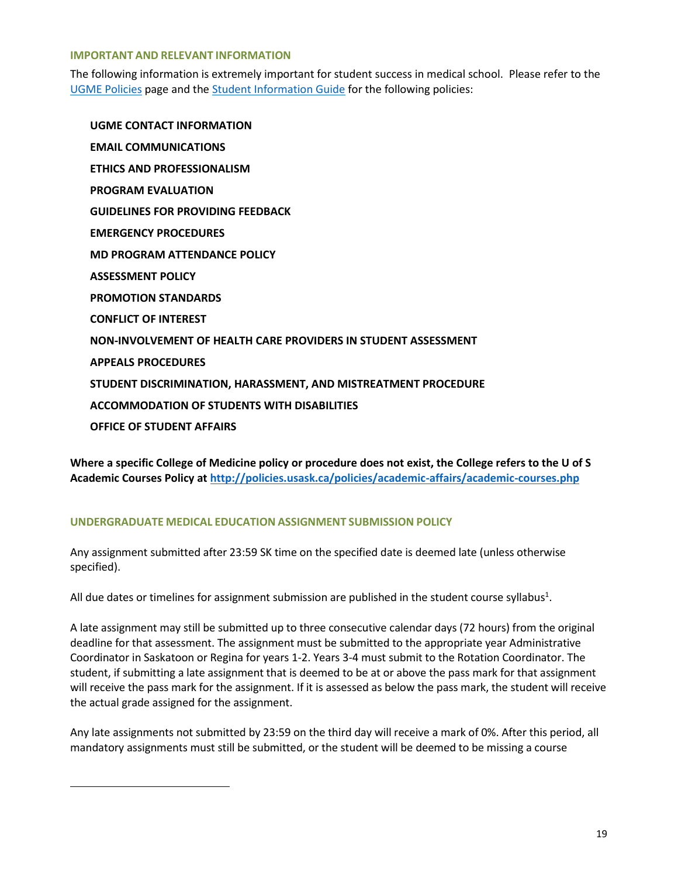## IMPORTANT AND RELEVANT INFORMATION

The following information is extremely important for student success in medical school. Please refer to the [UGME Policies](#) page and the [Student Information Guide](#) for the following policies:

- **UGME CONTACT INFORMATION**
- **EMAIL COMMUNICATIONS**
- **ETHICS AND PROFESSIONALISM**
- **PROGRAM EVALUATION**
- **GUIDELINES FOR PROVIDING FEEDBACK**
- **EMERGENCY PROCEDURES**
- **MD PROGRAM ATTENDANCE POLICY**
- **ASSESSMENT POLICY**
- **PROMOTION STANDARDS**
- **CONFLICT OF INTEREST**
- **NON-INVOLVEMENT OF HEALTH CARE PROVIDERS IN STUDENT ASSESSMENT**
- **APPEALS PROCEDURES**
- **STUDENT DISCRIMINATION, HARASSMENT, AND MISTREATMENT PROCEDURE**
- **ACCOMMODATION OF STUDENTS WITH DISABILITIES**
- **OFFICE OF STUDENT AFFAIRS**

**Where a specific College of Medicine policy or procedure does not exist, the College refers to the U of S Academic Courses Policy at http://policies.usask.ca/policies/academic-affairs/academic-courses.php**

## UNDERGRADUATE MEDICAL EDUCATION ASSIGNMENT SUBMISSION POLICY

Any assignment submitted after 23:59 SK time on the specified date is deemed late (unless otherwise specified).

All due dates or timelines for assignment submission are published in the student course syllabus[1].

A late assignment may still be submitted up to three consecutive calendar days (72 hours) from the original deadline for that assessment. The assignment must be submitted to the appropriate year Administrative Coordinator in Saskatoon or Regina for years 1-2. Years 3-4 must submit to the Rotation Coordinator. The student, if submitting a late assignment that is deemed to be at or above the pass mark for that assignment will receive the pass mark for the assignment. If it is assessed as below the pass mark, the student will receive the actual grade assigned for the assignment.

Any late assignments not submitted by 23:59 on the third day will receive a mark of 0%. After this period, all mandatory assignments must still be submitted, or the student will be deemed to be missing a course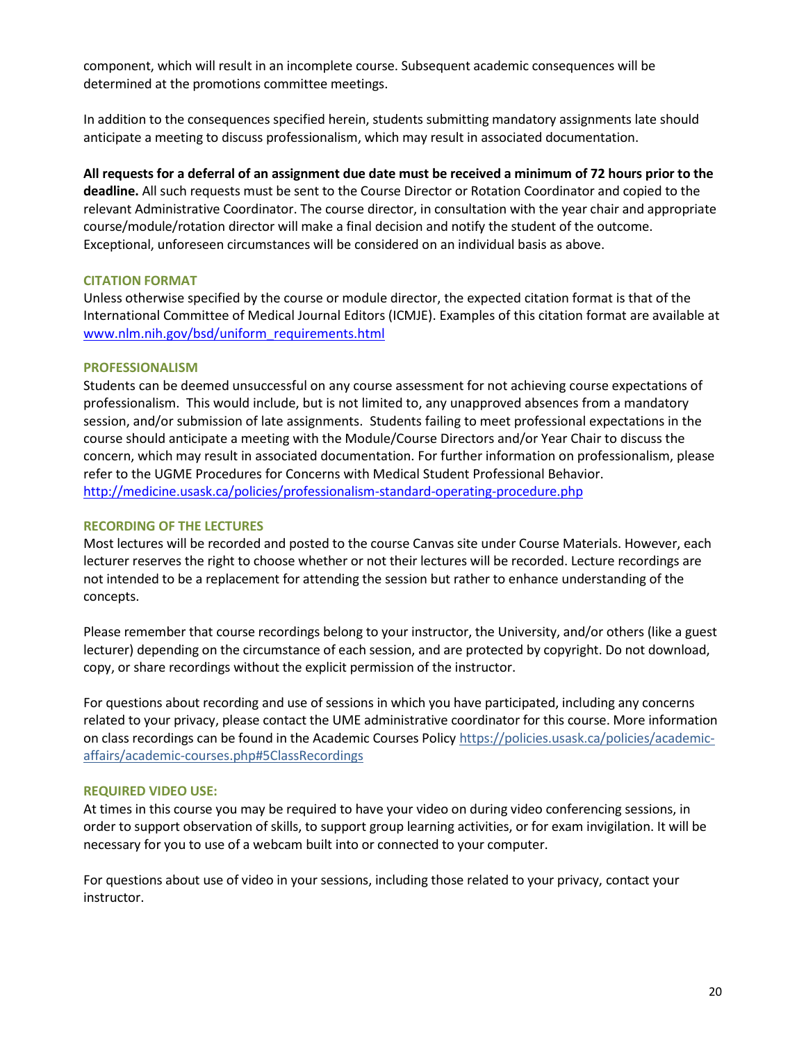component, which will result in an incomplete course. Subsequent academic consequences will be determined at the promotions committee meetings.

In addition to the consequences specified herein, students submitting mandatory assignments late should anticipate a meeting to discuss professionalism, which may result in associated documentation.

**All requests for a deferral of an assignment due date must be received a minimum of 72 hours prior to the deadline.** All such requests must be sent to the Course Director or Rotation Coordinator and copied to the relevant Administrative Coordinator. The course director, in consultation with the year chair and appropriate course/module/rotation director will make a final decision and notify the student of the outcome. Exceptional, unforeseen circumstances will be considered on an individual basis as above.

### CITATION FORMAT

Unless otherwise specified by the course or module director, the expected citation format is that of the International Committee of Medical Journal Editors (ICMJE). Examples of this citation format are available at [www.nlm.nih.gov/bsd/uniform_requirements.html](www.nlm.nih.gov/bsd/uniform_requirements.html)

### PROFESSIONALISM

Students can be deemed unsuccessful on any course assessment for not achieving course expectations of professionalism. This would include, but is not limited to, any unapproved absences from a mandatory session, and/or submission of late assignments. Students failing to meet professional expectations in the course should anticipate a meeting with the Module/Course Directors and/or Year Chair to discuss the concern, which may result in associated documentation. For further information on professionalism, please refer to the UGME Procedures for Concerns with Medical Student Professional Behavior.
[http://medicine.usask.ca/policies/professionalism-standard-operating-procedure.php](http://medicine.usask.ca/policies/professionalism-standard-operating-procedure.php)

### RECORDING OF THE LECTURES

Most lectures will be recorded and posted to the course Canvas site under Course Materials. However, each lecturer reserves the right to choose whether or not their lectures will be recorded. Lecture recordings are not intended to be a replacement for attending the session but rather to enhance understanding of the concepts.

Please remember that course recordings belong to your instructor, the University, and/or others (like a guest lecturer) depending on the circumstance of each session, and are protected by copyright. Do not download, copy, or share recordings without the explicit permission of the instructor.

For questions about recording and use of sessions in which you have participated, including any concerns related to your privacy, please contact the UME administrative coordinator for this course. More information on class recordings can be found in the Academic Courses Policy [https://policies.usask.ca/policies/academic-affairs/academic-courses.php#5ClassRecordings](https://policies.usask.ca/policies/academic-affairs/academic-courses.php#5ClassRecordings)

### REQUIRED VIDEO USE:

At times in this course you may be required to have your video on during video conferencing sessions, in order to support observation of skills, to support group learning activities, or for exam invigilation. It will be necessary for you to use of a webcam built into or connected to your computer.

For questions about use of video in your sessions, including those related to your privacy, contact your instructor.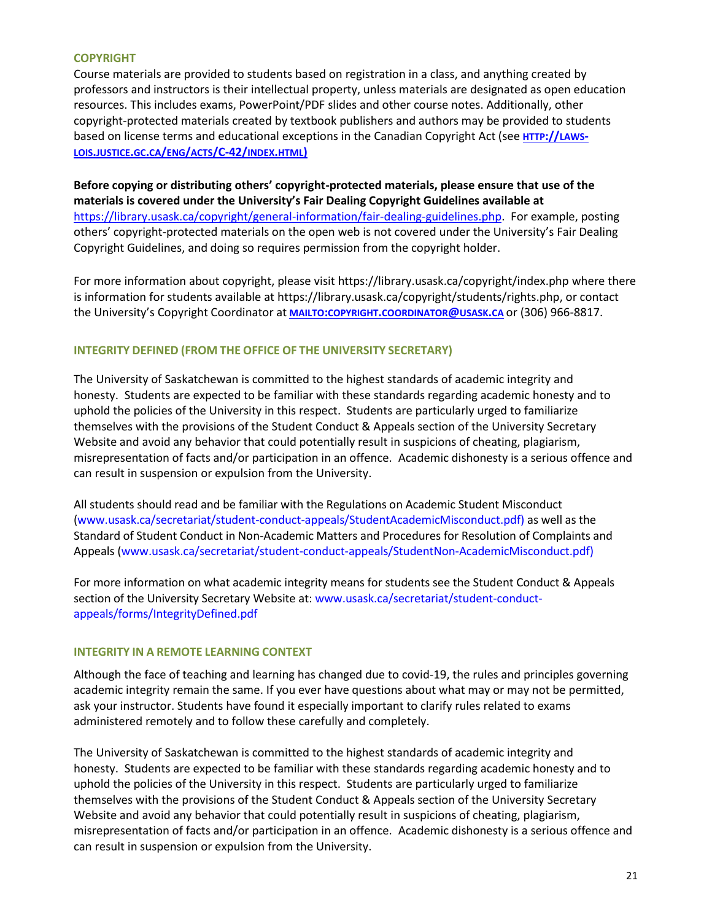## COPYRIGHT

Course materials are provided to students based on registration in a class, and anything created by professors and instructors is their intellectual property, unless materials are designated as open education resources. This includes exams, PowerPoint/PDF slides and other course notes. Additionally, other copyright-protected materials created by textbook publishers and authors may be provided to students based on license terms and educational exceptions in the Canadian Copyright Act (see [HTTP://LAWS-LOIS.JUSTICE.GC.CA/ENG/ACTS/C-42/INDEX.HTML](http://laws-lois.justice.gc.ca/eng/acts/C-42/index.html))

**Before copying or distributing others' copyright-protected materials, please ensure that use of the materials is covered under the University's Fair Dealing Copyright Guidelines available at** https://library.usask.ca/copyright/general-information/fair-dealing-guidelines.php. For example, posting others' copyright-protected materials on the open web is not covered under the University's Fair Dealing Copyright Guidelines, and doing so requires permission from the copyright holder.

For more information about copyright, please visit https://library.usask.ca/copyright/index.php where there is information for students available at https://library.usask.ca/copyright/students/rights.php, or contact the University's Copyright Coordinator at [MAILTO:COPYRIGHT.COORDINATOR@USASK.CA](mailto:copyright.coordinator@usask.ca) or (306) 966-8817.

## INTEGRITY DEFINED (FROM THE OFFICE OF THE UNIVERSITY SECRETARY)

The University of Saskatchewan is committed to the highest standards of academic integrity and honesty. Students are expected to be familiar with these standards regarding academic honesty and to uphold the policies of the University in this respect. Students are particularly urged to familiarize themselves with the provisions of the Student Conduct & Appeals section of the University Secretary Website and avoid any behavior that could potentially result in suspicions of cheating, plagiarism, misrepresentation of facts and/or participation in an offence. Academic dishonesty is a serious offence and can result in suspension or expulsion from the University.

All students should read and be familiar with the Regulations on Academic Student Misconduct (www.usask.ca/secretariat/student-conduct-appeals/StudentAcademicMisconduct.pdf) as well as the Standard of Student Conduct in Non-Academic Matters and Procedures for Resolution of Complaints and Appeals (www.usask.ca/secretariat/student-conduct-appeals/StudentNon-AcademicMisconduct.pdf)

For more information on what academic integrity means for students see the Student Conduct & Appeals section of the University Secretary Website at: www.usask.ca/secretariat/student-conduct-appeals/forms/IntegrityDefined.pdf

## INTEGRITY IN A REMOTE LEARNING CONTEXT

Although the face of teaching and learning has changed due to covid-19, the rules and principles governing academic integrity remain the same. If you ever have questions about what may or may not be permitted, ask your instructor. Students have found it especially important to clarify rules related to exams administered remotely and to follow these carefully and completely.

The University of Saskatchewan is committed to the highest standards of academic integrity and honesty. Students are expected to be familiar with these standards regarding academic honesty and to uphold the policies of the University in this respect. Students are particularly urged to familiarize themselves with the provisions of the Student Conduct & Appeals section of the University Secretary Website and avoid any behavior that could potentially result in suspicions of cheating, plagiarism, misrepresentation of facts and/or participation in an offence. Academic dishonesty is a serious offence and can result in suspension or expulsion from the University.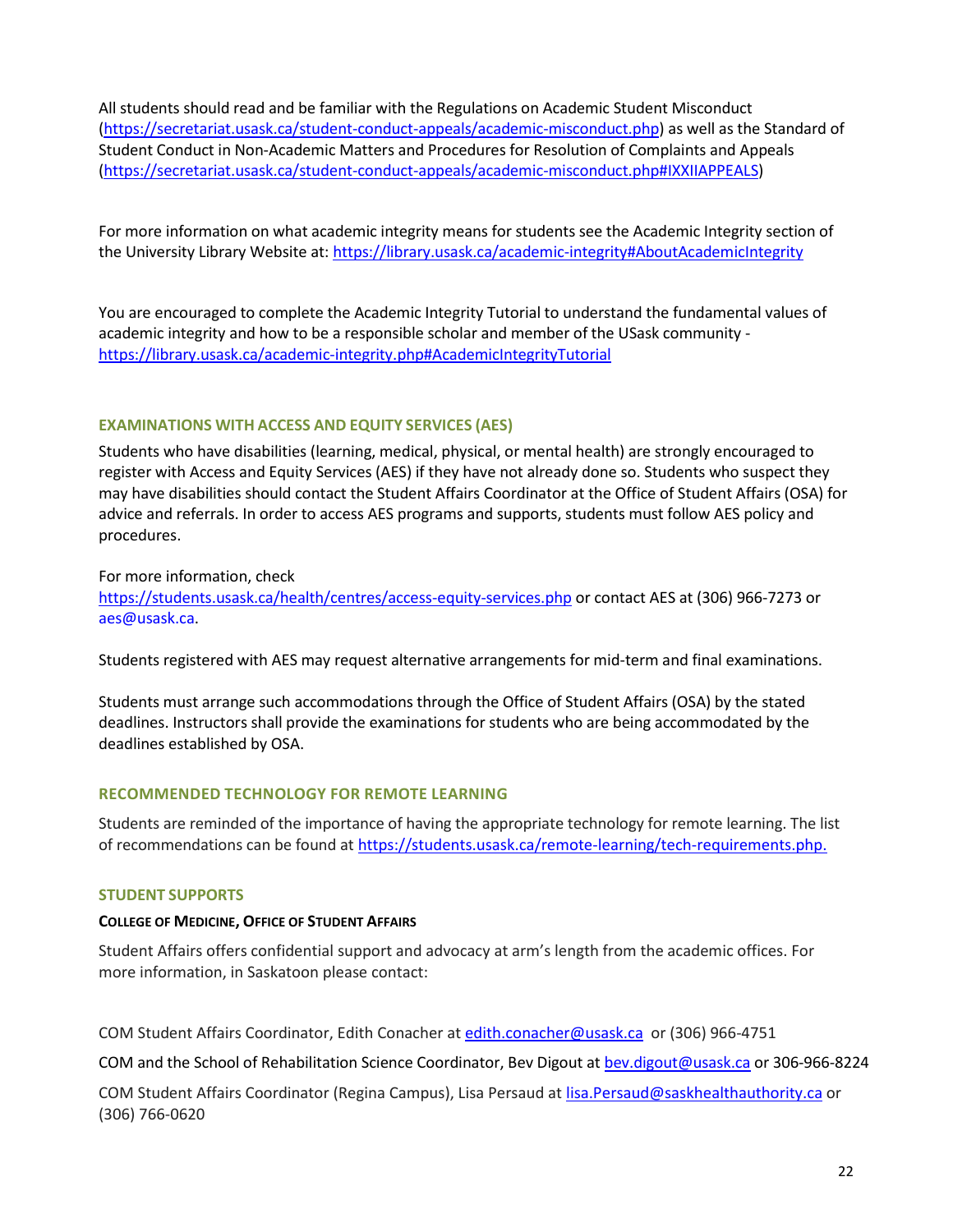All students should read and be familiar with the Regulations on Academic Student Misconduct (https://secretariat.usask.ca/student-conduct-appeals/academic-misconduct.php) as well as the Standard of Student Conduct in Non-Academic Matters and Procedures for Resolution of Complaints and Appeals (https://secretariat.usask.ca/student-conduct-appeals/academic-misconduct.php#IXXIIAPPEALS)

For more information on what academic integrity means for students see the Academic Integrity section of the University Library Website at: https://library.usask.ca/academic-integrity#AboutAcademicIntegrity

You are encouraged to complete the Academic Integrity Tutorial to understand the fundamental values of academic integrity and how to be a responsible scholar and member of the USask community - https://library.usask.ca/academic-integrity.php#AcademicIntegrityTutorial

### EXAMINATIONS WITH ACCESS AND EQUITY SERVICES (AES)

Students who have disabilities (learning, medical, physical, or mental health) are strongly encouraged to register with Access and Equity Services (AES) if they have not already done so. Students who suspect they may have disabilities should contact the Student Affairs Coordinator at the Office of Student Affairs (OSA) for advice and referrals. In order to access AES programs and supports, students must follow AES policy and procedures.

For more information, check https://students.usask.ca/health/centres/access-equity-services.php or contact AES at (306) 966-7273 or aes@usask.ca.

Students registered with AES may request alternative arrangements for mid-term and final examinations.

Students must arrange such accommodations through the Office of Student Affairs (OSA) by the stated deadlines. Instructors shall provide the examinations for students who are being accommodated by the deadlines established by OSA.

### RECOMMENDED TECHNOLOGY FOR REMOTE LEARNING

Students are reminded of the importance of having the appropriate technology for remote learning. The list of recommendations can be found at https://students.usask.ca/remote-learning/tech-requirements.php.

### STUDENT SUPPORTS

#### COLLEGE OF MEDICINE, OFFICE OF STUDENT AFFAIRS

Student Affairs offers confidential support and advocacy at arm's length from the academic offices. For more information, in Saskatoon please contact:

COM Student Affairs Coordinator, Edith Conacher at edith.conacher@usask.ca or (306) 966-4751

COM and the School of Rehabilitation Science Coordinator, Bev Digout at bev.digout@usask.ca or 306-966-8224

COM Student Affairs Coordinator (Regina Campus), Lisa Persaud at lisa.Persaud@saskhealthauthority.ca or (306) 766-0620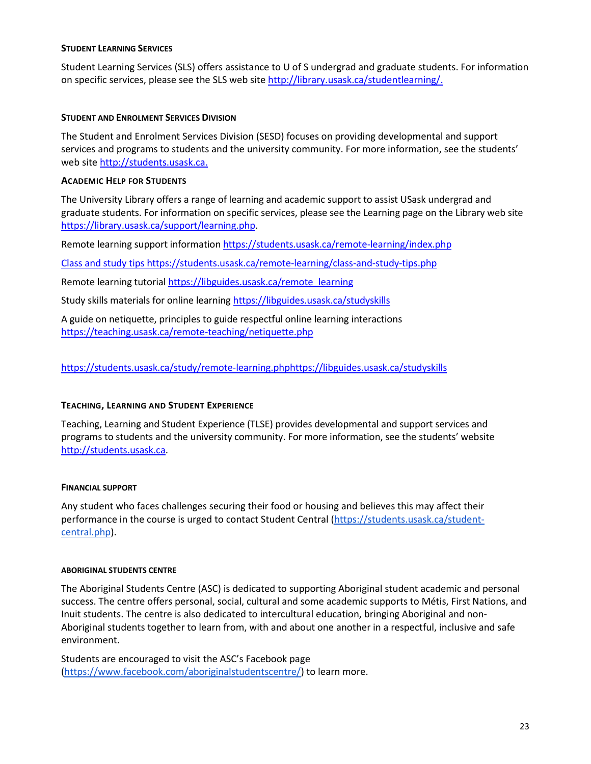### Student Learning Services

Student Learning Services (SLS) offers assistance to U of S undergrad and graduate students. For information on specific services, please see the SLS web site http://library.usask.ca/studentlearning/.

### Student and Enrolment Services Division

The Student and Enrolment Services Division (SESD) focuses on providing developmental and support services and programs to students and the university community. For more information, see the students' web site http://students.usask.ca.

### Academic Help for Students

The University Library offers a range of learning and academic support to assist USask undergrad and graduate students. For information on specific services, please see the Learning page on the Library web site https://library.usask.ca/support/learning.php.

Remote learning support information https://students.usask.ca/remote-learning/index.php

Class and study tips https://students.usask.ca/remote-learning/class-and-study-tips.php

Remote learning tutorial https://libguides.usask.ca/remote_learning

Study skills materials for online learning https://libguides.usask.ca/studyskills

A guide on netiquette, principles to guide respectful online learning interactions https://teaching.usask.ca/remote-teaching/netiquette.php

https://students.usask.ca/study/remote-learning.phphttps://libguides.usask.ca/studyskills

### Teaching, Learning and Student Experience

Teaching, Learning and Student Experience (TLSE) provides developmental and support services and programs to students and the university community. For more information, see the students' website http://students.usask.ca.

### Financial Support

Any student who faces challenges securing their food or housing and believes this may affect their performance in the course is urged to contact Student Central (https://students.usask.ca/student-central.php).

### Aboriginal Students Centre

The Aboriginal Students Centre (ASC) is dedicated to supporting Aboriginal student academic and personal success. The centre offers personal, social, cultural and some academic supports to Métis, First Nations, and Inuit students. The centre is also dedicated to intercultural education, bringing Aboriginal and non-Aboriginal students together to learn from, with and about one another in a respectful, inclusive and safe environment.

Students are encouraged to visit the ASC's Facebook page (https://www.facebook.com/aboriginalstudentscentre/) to learn more.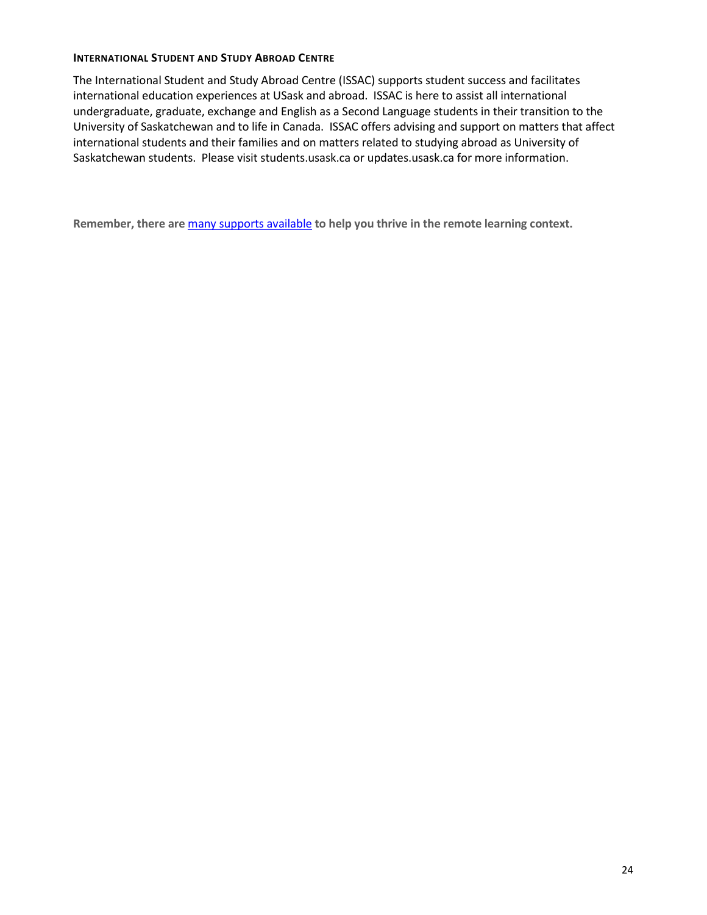#### INTERNATIONAL STUDENT AND STUDY ABROAD CENTRE

The International Student and Study Abroad Centre (ISSAC) supports student success and facilitates international education experiences at USask and abroad. ISSAC is here to assist all international undergraduate, graduate, exchange and English as a Second Language students in their transition to the University of Saskatchewan and to life in Canada. ISSAC offers advising and support on matters that affect international students and their families and on matters related to studying abroad as University of Saskatchewan students. Please visit students.usask.ca or updates.usask.ca for more information.

**Remember, there are many supports available to help you thrive in the remote learning context.**